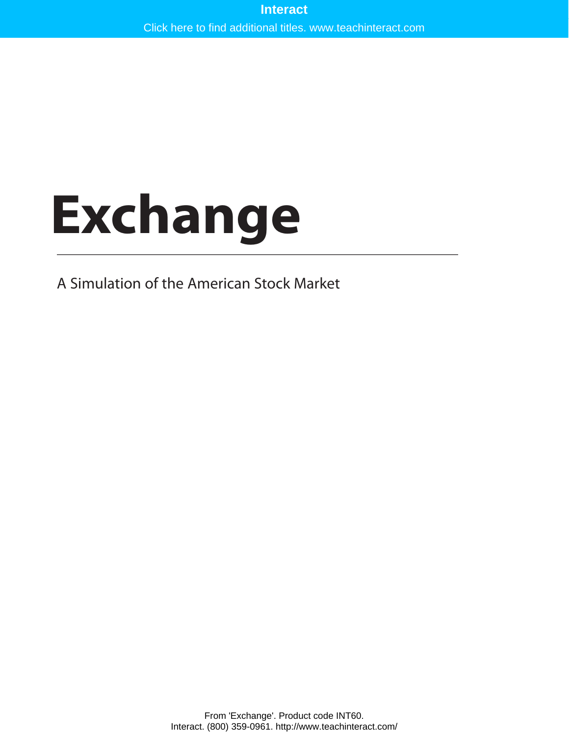Interact

Click here to find additional titles. www.teachinteract.com

# Exchange

A Simulation of the American Stock Market

From 'Exchange'. Product code INT60.
Interact. (800) 359-0961. http://www.teachinteract.com/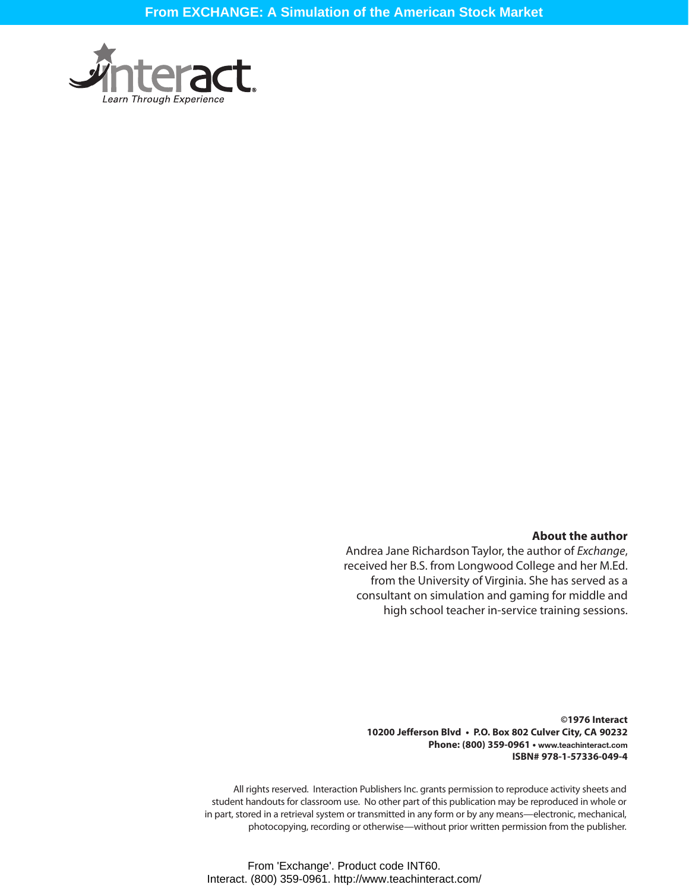interact

Learn Through Experience

**About the author**

Andrea Jane Richardson Taylor, the author of *Exchange*, received her B.S. from Longwood College and her M.Ed. from the University of Virginia. She has served as a consultant on simulation and gaming for middle and high school teacher in-service training sessions.

**©1976 Interact**
**10200 Jefferson Blvd • P.O. Box 802 Culver City, CA 90232**
**Phone: (800) 359-0961 • www.teachinteract.com**
**ISBN# 978-1-57336-049-4**

All rights reserved. Interaction Publishers Inc. grants permission to reproduce activity sheets and student handouts for classroom use. No other part of this publication may be reproduced in whole or in part, stored in a retrieval system or transmitted in any form or by any means—electronic, mechanical, photocopying, recording or otherwise—without prior written permission from the publisher.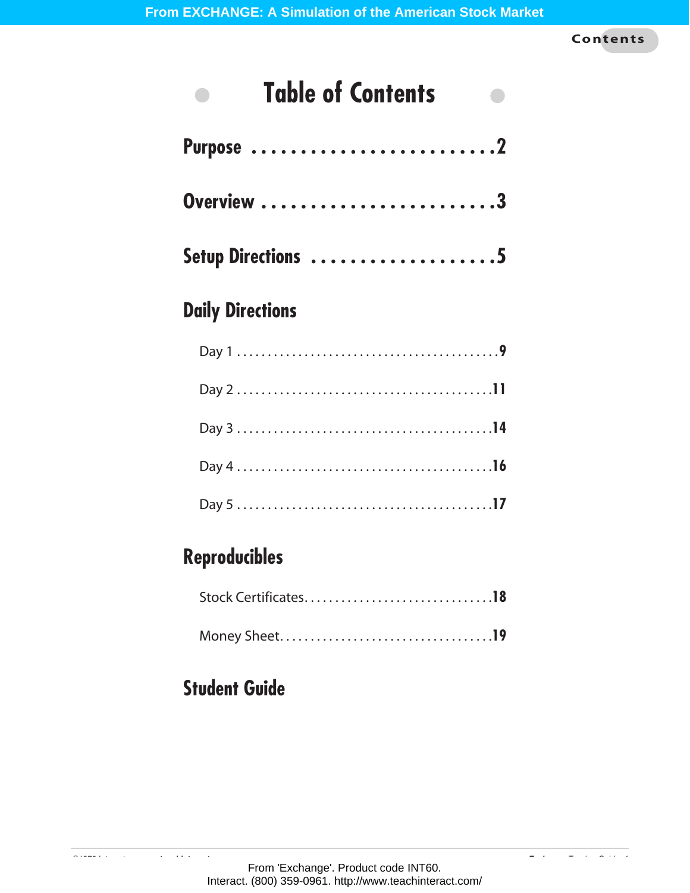# Table of Contents

## Purpose . . . . . . . . . . . . . . . . . . . . . . . . . .2

## Overview . . . . . . . . . . . . . . . . . . . . . . . . .3

## Setup Directions . . . . . . . . . . . . . . . . . . . .5

## Daily Directions

Day 1 . . . . . . . . . . . . . . . . . . . . . . . . . . . . . . . . . . . . . . . . . .9

Day 2 . . . . . . . . . . . . . . . . . . . . . . . . . . . . . . . . . . . . . . . . .11

Day 3 . . . . . . . . . . . . . . . . . . . . . . . . . . . . . . . . . . . . . . . . .14

Day 4 . . . . . . . . . . . . . . . . . . . . . . . . . . . . . . . . . . . . . . . . .16

Day 5 . . . . . . . . . . . . . . . . . . . . . . . . . . . . . . . . . . . . . . . . .17

## Reproducibles

Stock Certificates. . . . . . . . . . . . . . . . . . . . . . . . . . . . . . .18

Money Sheet. . . . . . . . . . . . . . . . . . . . . . . . . . . . . . . . . . .19

## Student Guide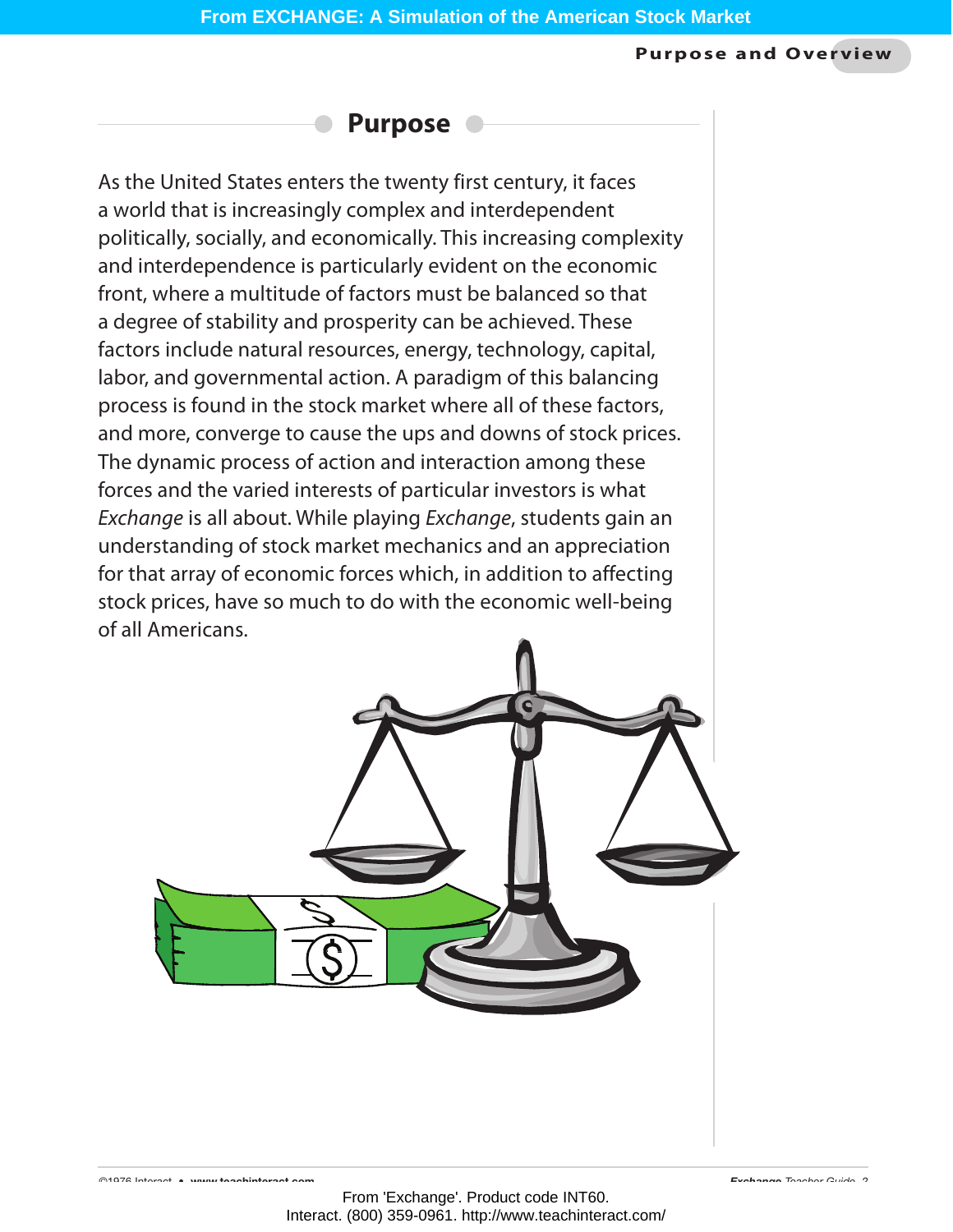## Purpose

As the United States enters the twenty first century, it faces a world that is increasingly complex and interdependent politically, socially, and economically. This increasing complexity and interdependence is particularly evident on the economic front, where a multitude of factors must be balanced so that a degree of stability and prosperity can be achieved. These factors include natural resources, energy, technology, capital, labor, and governmental action. A paradigm of this balancing process is found in the stock market where all of these factors, and more, converge to cause the ups and downs of stock prices. The dynamic process of action and interaction among these forces and the varied interests of particular investors is what *Exchange* is all about. While playing *Exchange*, students gain an understanding of stock market mechanics and an appreciation for that array of economic forces which, in addition to affecting stock prices, have so much to do with the economic well-being of all Americans.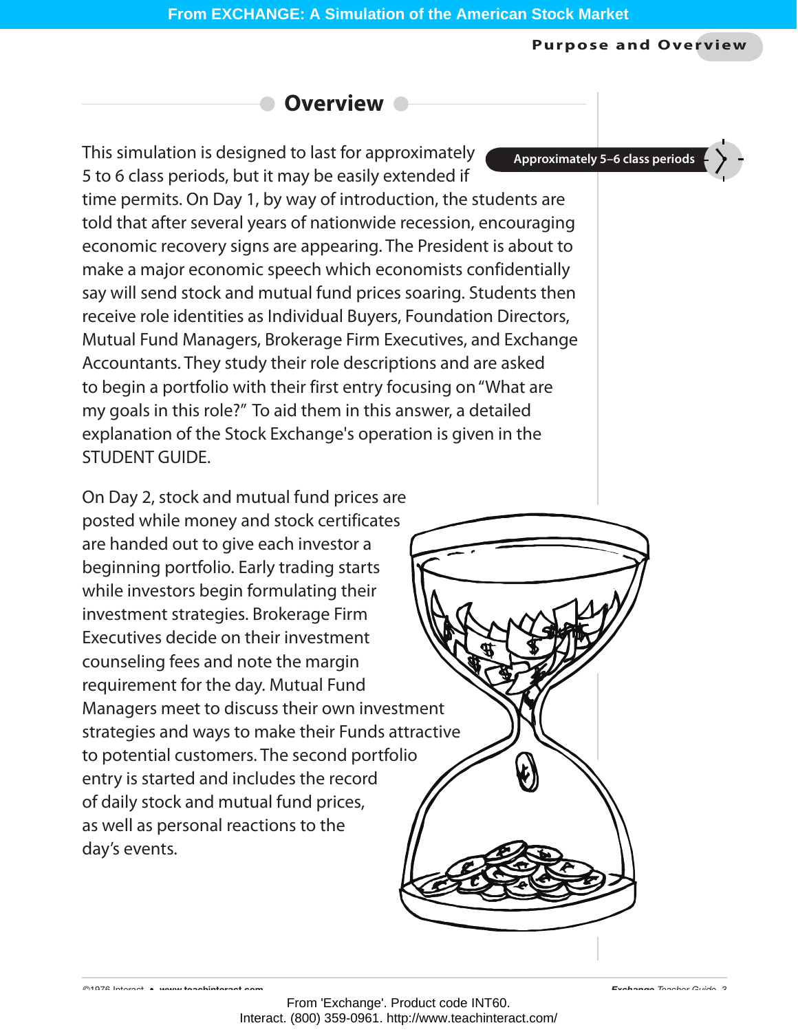## Overview

> Approximately 5–6 class periods

This simulation is designed to last for approximately 5 to 6 class periods, but it may be easily extended if time permits. On Day 1, by way of introduction, the students are told that after several years of nationwide recession, encouraging economic recovery signs are appearing. The President is about to make a major economic speech which economists confidentially say will send stock and mutual fund prices soaring. Students then receive role identities as Individual Buyers, Foundation Directors, Mutual Fund Managers, Brokerage Firm Executives, and Exchange Accountants. They study their role descriptions and are asked to begin a portfolio with their first entry focusing on "What are my goals in this role?" To aid them in this answer, a detailed explanation of the Stock Exchange's operation is given in the STUDENT GUIDE.

On Day 2, stock and mutual fund prices are posted while money and stock certificates are handed out to give each investor a beginning portfolio. Early trading starts while investors begin formulating their investment strategies. Brokerage Firm Executives decide on their investment counseling fees and note the margin requirement for the day. Mutual Fund Managers meet to discuss their own investment strategies and ways to make their Funds attractive to potential customers. The second portfolio entry is started and includes the record of daily stock and mutual fund prices, as well as personal reactions to the day's events.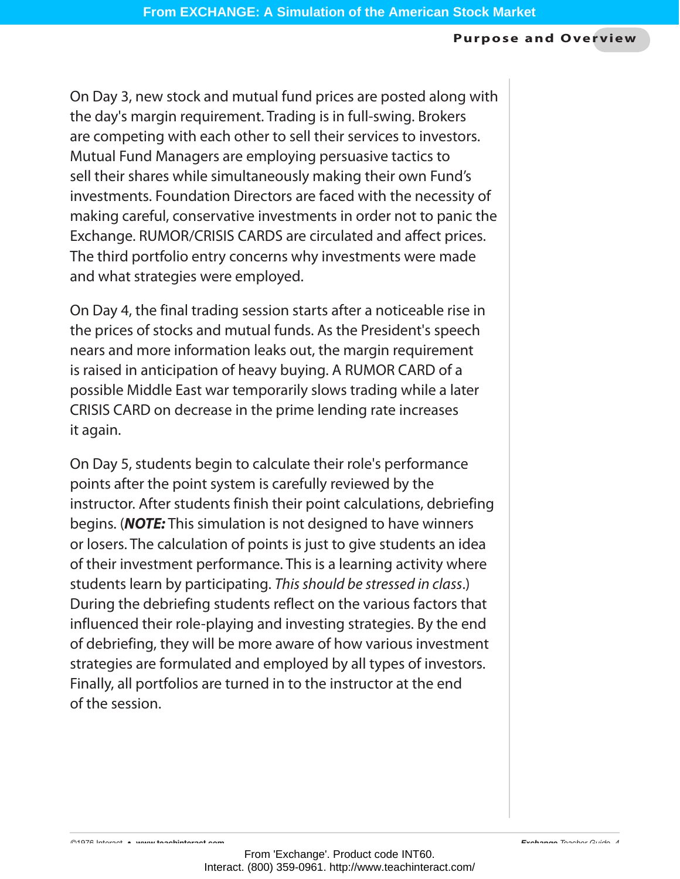On Day 3, new stock and mutual fund prices are posted along with the day's margin requirement. Trading is in full-swing. Brokers are competing with each other to sell their services to investors. Mutual Fund Managers are employing persuasive tactics to sell their shares while simultaneously making their own Fund's investments. Foundation Directors are faced with the necessity of making careful, conservative investments in order not to panic the Exchange. RUMOR/CRISIS CARDS are circulated and affect prices. The third portfolio entry concerns why investments were made and what strategies were employed.

On Day 4, the final trading session starts after a noticeable rise in the prices of stocks and mutual funds. As the President's speech nears and more information leaks out, the margin requirement is raised in anticipation of heavy buying. A RUMOR CARD of a possible Middle East war temporarily slows trading while a later CRISIS CARD on decrease in the prime lending rate increases it again.

On Day 5, students begin to calculate their role's performance points after the point system is carefully reviewed by the instructor. After students finish their point calculations, debriefing begins. (***NOTE:*** This simulation is not designed to have winners or losers. The calculation of points is just to give students an idea of their investment performance. This is a learning activity where students learn by participating. *This should be stressed in class*.) During the debriefing students reflect on the various factors that influenced their role-playing and investing strategies. By the end of debriefing, they will be more aware of how various investment strategies are formulated and employed by all types of investors. Finally, all portfolios are turned in to the instructor at the end of the session.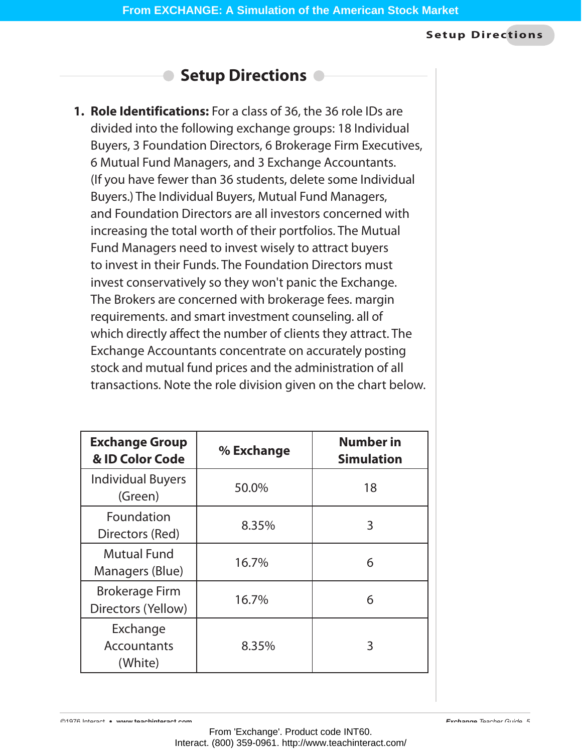## Setup Directions

1. **Role Identifications:** For a class of 36, the 36 role IDs are divided into the following exchange groups: 18 Individual Buyers, 3 Foundation Directors, 6 Brokerage Firm Executives, 6 Mutual Fund Managers, and 3 Exchange Accountants. (If you have fewer than 36 students, delete some Individual Buyers.) The Individual Buyers, Mutual Fund Managers, and Foundation Directors are all investors concerned with increasing the total worth of their portfolios. The Mutual Fund Managers need to invest wisely to attract buyers to invest in their Funds. The Foundation Directors must invest conservatively so they won't panic the Exchange. The Brokers are concerned with brokerage fees. margin requirements. and smart investment counseling. all of which directly affect the number of clients they attract. The Exchange Accountants concentrate on accurately posting stock and mutual fund prices and the administration of all transactions. Note the role division given on the chart below.

| Exchange Group & ID Color Code | % Exchange | Number in Simulation |
|---|---|---|
| Individual Buyers (Green) | 50.0% | 18 |
| Foundation Directors (Red) | 8.35% | 3 |
| Mutual Fund Managers (Blue) | 16.7% | 6 |
| Brokerage Firm Directors (Yellow) | 16.7% | 6 |
| Exchange Accountants (White) | 8.35% | 3 |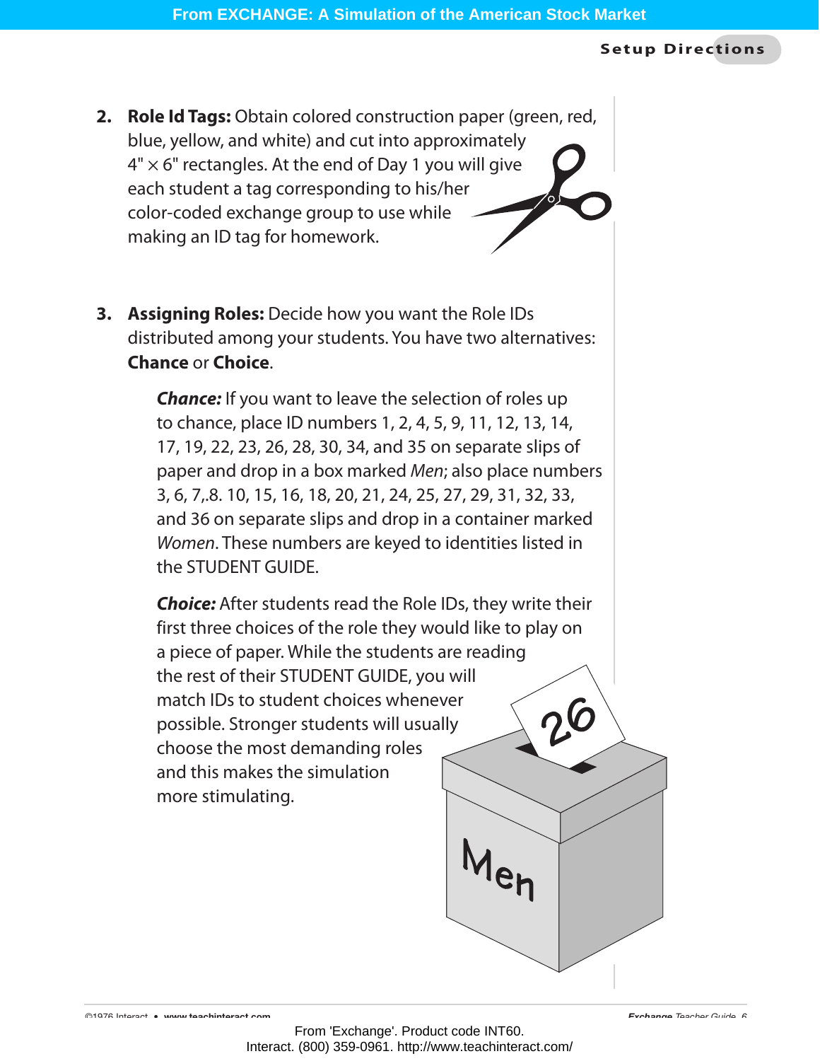2. **Role Id Tags:** Obtain colored construction paper (green, red, blue, yellow, and white) and cut into approximately 4" × 6" rectangles. At the end of Day 1 you will give each student a tag corresponding to his/her color-coded exchange group to use while making an ID tag for homework.

3. **Assigning Roles:** Decide how you want the Role IDs distributed among your students. You have two alternatives: **Chance** or **Choice**.

   ***Chance:*** If you want to leave the selection of roles up to chance, place ID numbers 1, 2, 4, 5, 9, 11, 12, 13, 14, 17, 19, 22, 23, 26, 28, 30, 34, and 35 on separate slips of paper and drop in a box marked *Men*; also place numbers 3, 6, 7,.8. 10, 15, 16, 18, 20, 21, 24, 25, 27, 29, 31, 32, 33, and 36 on separate slips and drop in a container marked *Women*. These numbers are keyed to identities listed in the STUDENT GUIDE.

   ***Choice:*** After students read the Role IDs, they write their first three choices of the role they would like to play on a piece of paper. While the students are reading the rest of their STUDENT GUIDE, you will match IDs to student choices whenever possible. Stronger students will usually choose the most demanding roles and this makes the simulation more stimulating.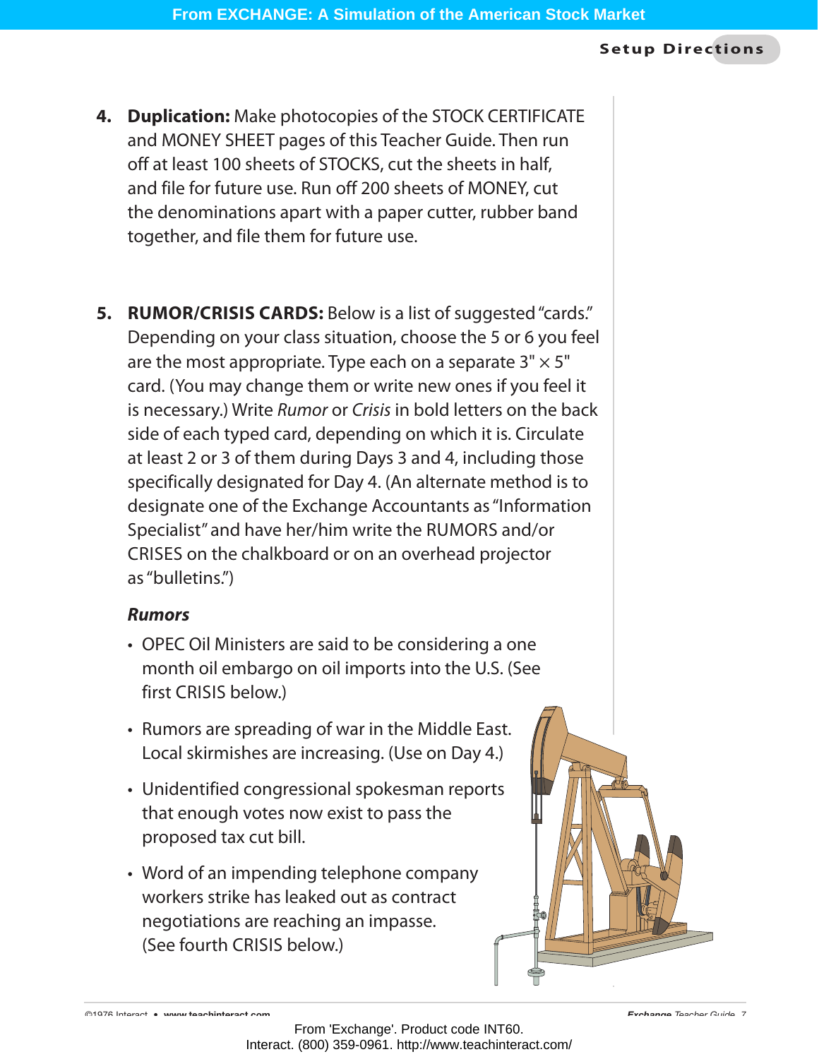4. **Duplication:** Make photocopies of the STOCK CERTIFICATE and MONEY SHEET pages of this Teacher Guide. Then run off at least 100 sheets of STOCKS, cut the sheets in half, and file for future use. Run off 200 sheets of MONEY, cut the denominations apart with a paper cutter, rubber band together, and file them for future use.

5. **RUMOR/CRISIS CARDS:** Below is a list of suggested "cards." Depending on your class situation, choose the 5 or 6 you feel are the most appropriate. Type each on a separate 3" × 5" card. (You may change them or write new ones if you feel it is necessary.) Write *Rumor* or *Crisis* in bold letters on the back side of each typed card, depending on which it is. Circulate at least 2 or 3 of them during Days 3 and 4, including those specifically designated for Day 4. (An alternate method is to designate one of the Exchange Accountants as "Information Specialist" and have her/him write the RUMORS and/or CRISES on the chalkboard or on an overhead projector as "bulletins.")

   ***Rumors***

   - OPEC Oil Ministers are said to be considering a one month oil embargo on oil imports into the U.S. (See first CRISIS below.)
   - Rumors are spreading of war in the Middle East. Local skirmishes are increasing. (Use on Day 4.)
   - Unidentified congressional spokesman reports that enough votes now exist to pass the proposed tax cut bill.
   - Word of an impending telephone company workers strike has leaked out as contract negotiations are reaching an impasse. (See fourth CRISIS below.)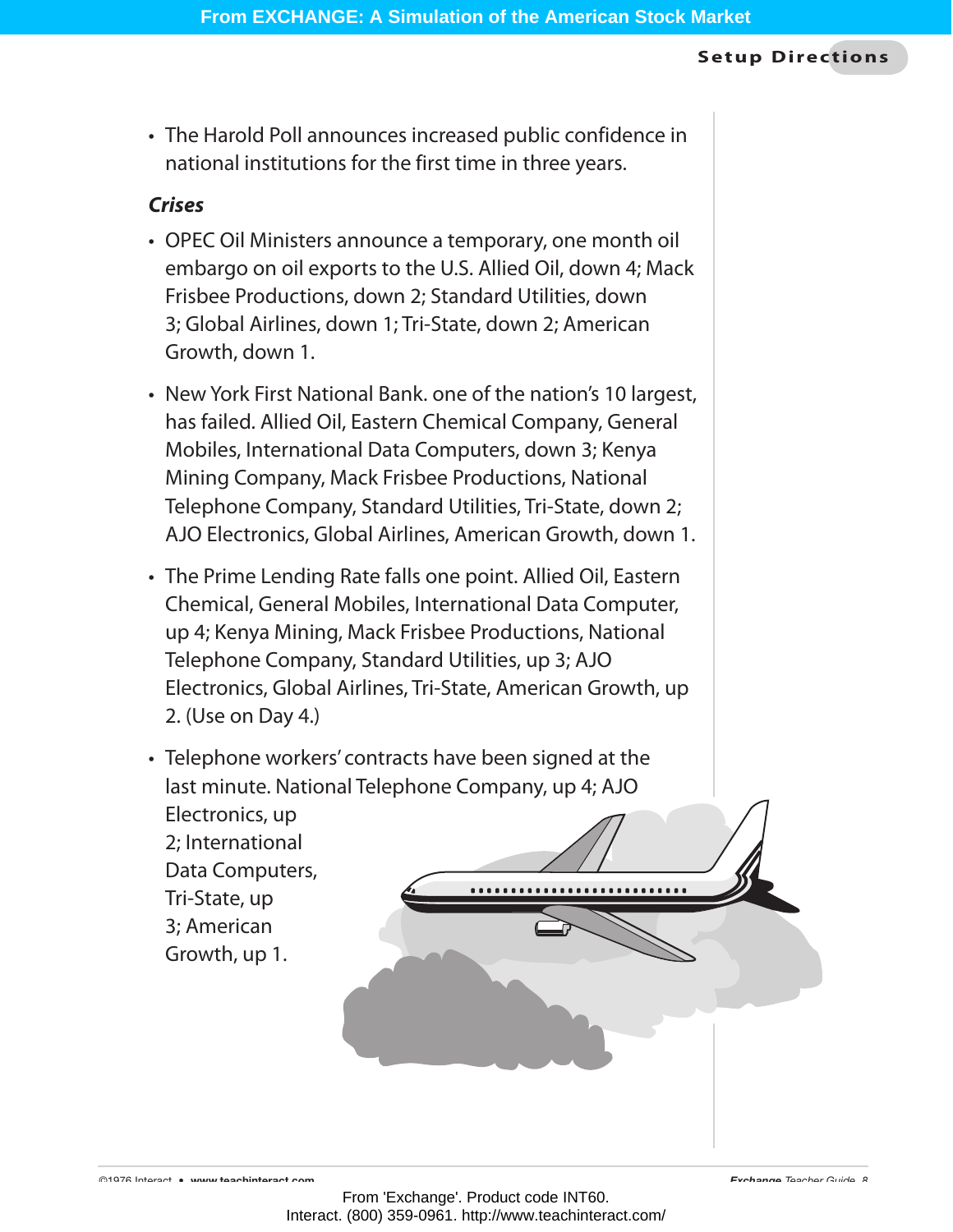- The Harold Poll announces increased public confidence in national institutions for the first time in three years.

***Crises***

- OPEC Oil Ministers announce a temporary, one month oil embargo on oil exports to the U.S. Allied Oil, down 4; Mack Frisbee Productions, down 2; Standard Utilities, down 3; Global Airlines, down 1; Tri-State, down 2; American Growth, down 1.
- New York First National Bank. one of the nation's 10 largest, has failed. Allied Oil, Eastern Chemical Company, General Mobiles, International Data Computers, down 3; Kenya Mining Company, Mack Frisbee Productions, National Telephone Company, Standard Utilities, Tri-State, down 2; AJO Electronics, Global Airlines, American Growth, down 1.
- The Prime Lending Rate falls one point. Allied Oil, Eastern Chemical, General Mobiles, International Data Computer, up 4; Kenya Mining, Mack Frisbee Productions, National Telephone Company, Standard Utilities, up 3; AJO Electronics, Global Airlines, Tri-State, American Growth, up 2. (Use on Day 4.)
- Telephone workers' contracts have been signed at the last minute. National Telephone Company, up 4; AJO Electronics, up 2; International Data Computers, Tri-State, up 3; American Growth, up 1.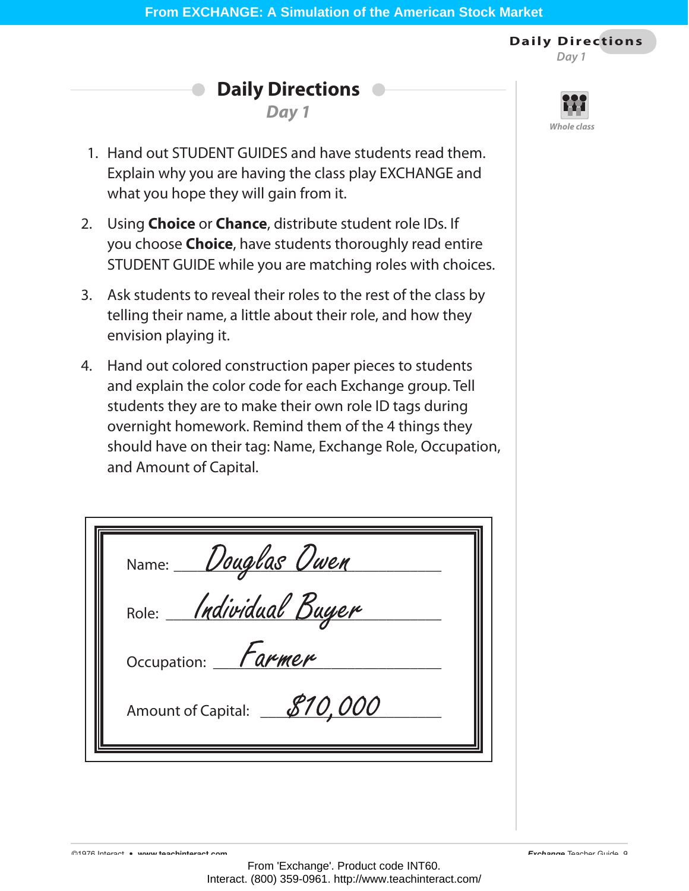## Daily Directions

### *Day 1*

*Whole class*

1. Hand out STUDENT GUIDES and have students read them. Explain why you are having the class play EXCHANGE and what you hope they will gain from it.
2. Using **Choice** or **Chance**, distribute student role IDs. If you choose **Choice**, have students thoroughly read entire STUDENT GUIDE while you are matching roles with choices.
3. Ask students to reveal their roles to the rest of the class by telling their name, a little about their role, and how they envision playing it.
4. Hand out colored construction paper pieces to students and explain the color code for each Exchange group. Tell students they are to make their own role ID tags during overnight homework. Remind them of the 4 things they should have on their tag: Name, Exchange Role, Occupation, and Amount of Capital.

| | |
|---|---|
| Name: | *Douglas Owen* |
| Role: | *Individual Buyer* |
| Occupation: | *Farmer* |
| Amount of Capital: | *$10,000* |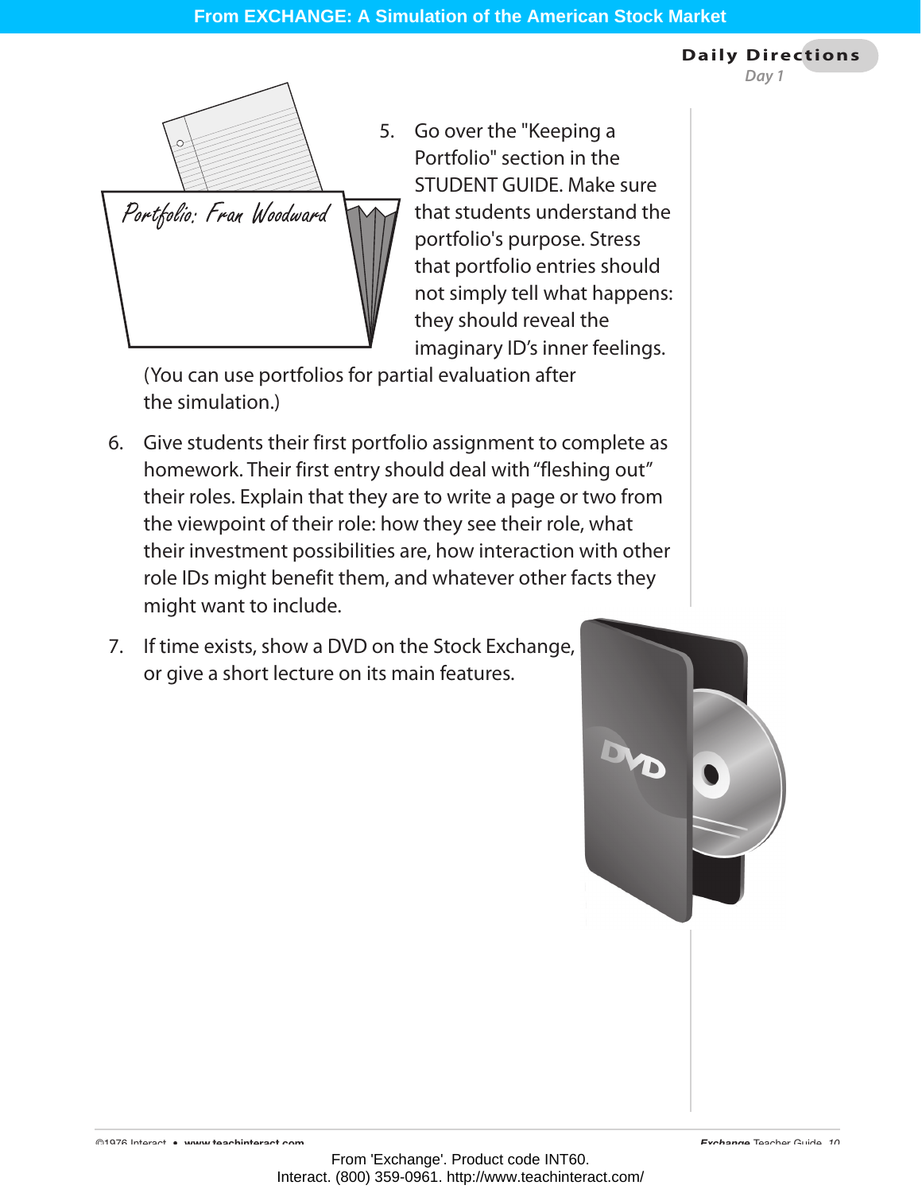5. Go over the "Keeping a Portfolio" section in the STUDENT GUIDE. Make sure that students understand the portfolio's purpose. Stress that portfolio entries should not simply tell what happens: they should reveal the imaginary ID's inner feelings. (You can use portfolios for partial evaluation after the simulation.)

6. Give students their first portfolio assignment to complete as homework. Their first entry should deal with "fleshing out" their roles. Explain that they are to write a page or two from the viewpoint of their role: how they see their role, what their investment possibilities are, how interaction with other role IDs might benefit them, and whatever other facts they might want to include.

7. If time exists, show a DVD on the Stock Exchange, or give a short lecture on its main features.